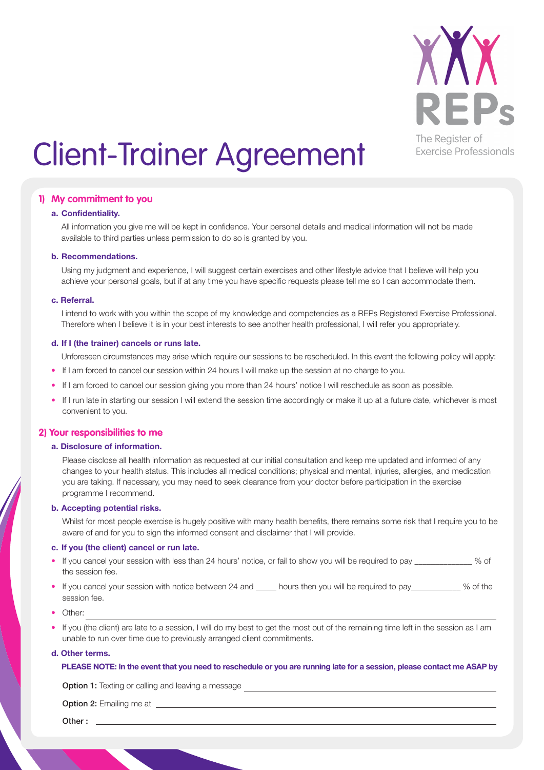# Client-Trainer Agreement

REPs
The Register of Exercise Professionals

## 1) My commitment to you

### a. Confidentiality.

All information you give me will be kept in confidence. Your personal details and medical information will not be made available to third parties unless permission to do so is granted by you.

### b. Recommendations.

Using my judgment and experience, I will suggest certain exercises and other lifestyle advice that I believe will help you achieve your personal goals, but if at any time you have specific requests please tell me so I can accommodate them.

### c. Referral.

I intend to work with you within the scope of my knowledge and competencies as a REPs Registered Exercise Professional. Therefore when I believe it is in your best interests to see another health professional, I will refer you appropriately.

### d. If I (the trainer) cancels or runs late.

Unforeseen circumstances may arise which require our sessions to be rescheduled. In this event the following policy will apply:

- If I am forced to cancel our session within 24 hours I will make up the session at no charge to you.
- If I am forced to cancel our session giving you more than 24 hours' notice I will reschedule as soon as possible.
- If I run late in starting our session I will extend the session time accordingly or make it up at a future date, whichever is most convenient to you.

## 2) Your responsibilities to me

### a. Disclosure of information.

Please disclose all health information as requested at our initial consultation and keep me updated and informed of any changes to your health status. This includes all medical conditions; physical and mental, injuries, allergies, and medication you are taking. If necessary, you may need to seek clearance from your doctor before participation in the exercise programme I recommend.

### b. Accepting potential risks.

Whilst for most people exercise is hugely positive with many health benefits, there remains some risk that I require you to be aware of and for you to sign the informed consent and disclaimer that I will provide.

### c. If you (the client) cancel or run late.

- If you cancel your session with less than 24 hours' notice, or fail to show you will be required to pay _____________ % of the session fee.
- If you cancel your session with notice between 24 and _____ hours then you will be required to pay___________ % of the session fee.
- Other: ____________________________________________
- If you (the client) are late to a session, I will do my best to get the most out of the remaining time left in the session as I am unable to run over time due to previously arranged client commitments.

### d. Other terms.

**PLEASE NOTE: In the event that you need to reschedule or you are running late for a session, please contact me ASAP by**

**Option 1:** Texting or calling and leaving a message ____________________________________________

**Option 2:** Emailing me at ____________________________________________

**Other :** ____________________________________________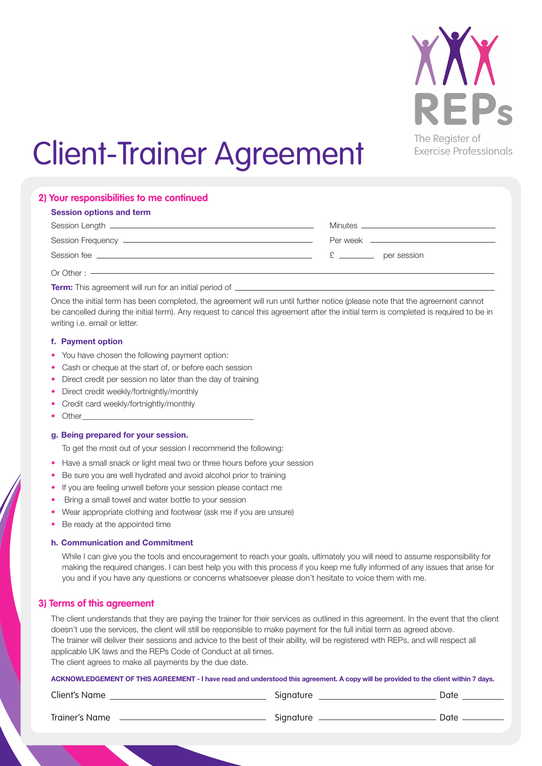The Register of Exercise Professionals

# Client-Trainer Agreement

## 2) Your responsibilities to me continued

### Session options and term

Session Length ______________________ Minutes ______________________

Session Frequency ______________________ Per week ______________________

Session fee ______________________ £ ________ per session

Or Other : ______________________________________________

**Term:** This agreement will run for an initial period of ______________________________________________

Once the initial term has been completed, the agreement will run until further notice (please note that the agreement cannot be cancelled during the initial term). Any request to cancel this agreement after the initial term is completed is required to be in writing i.e. email or letter.

### f. Payment option

- You have chosen the following payment option:
- Cash or cheque at the start of, or before each session
- Direct credit per session no later than the day of training
- Direct credit weekly/fortnightly/monthly
- Credit card weekly/fortnightly/monthly
- Other______________________________________

### g. Being prepared for your session.

To get the most out of your session I recommend the following:

- Have a small snack or light meal two or three hours before your session
- Be sure you are well hydrated and avoid alcohol prior to training
- If you are feeling unwell before your session please contact me
- Bring a small towel and water bottle to your session
- Wear appropriate clothing and footwear (ask me if you are unsure)
- Be ready at the appointed time

### h. Communication and Commitment

While I can give you the tools and encouragement to reach your goals, ultimately you will need to assume responsibility for making the required changes. I can best help you with this process if you keep me fully informed of any issues that arise for you and if you have any questions or concerns whatsoever please don't hesitate to voice them with me.

## 3) Terms of this agreement

The client understands that they are paying the trainer for their services as outlined in this agreement. In the event that the client doesn't use the services, the client will still be responsible to make payment for the full initial term as agreed above.
The trainer will deliver their sessions and advice to the best of their ability, will be registered with REPs, and will respect all applicable UK laws and the REPs Code of Conduct at all times.
The client agrees to make all payments by the due date.

**ACKNOWLEDGEMENT OF THIS AGREEMENT - I have read and understood this agreement. A copy will be provided to the client within 7 days.**

Client's Name ______________________ Signature ______________________ Date ________

Trainer's Name ______________________ Signature ______________________ Date ________